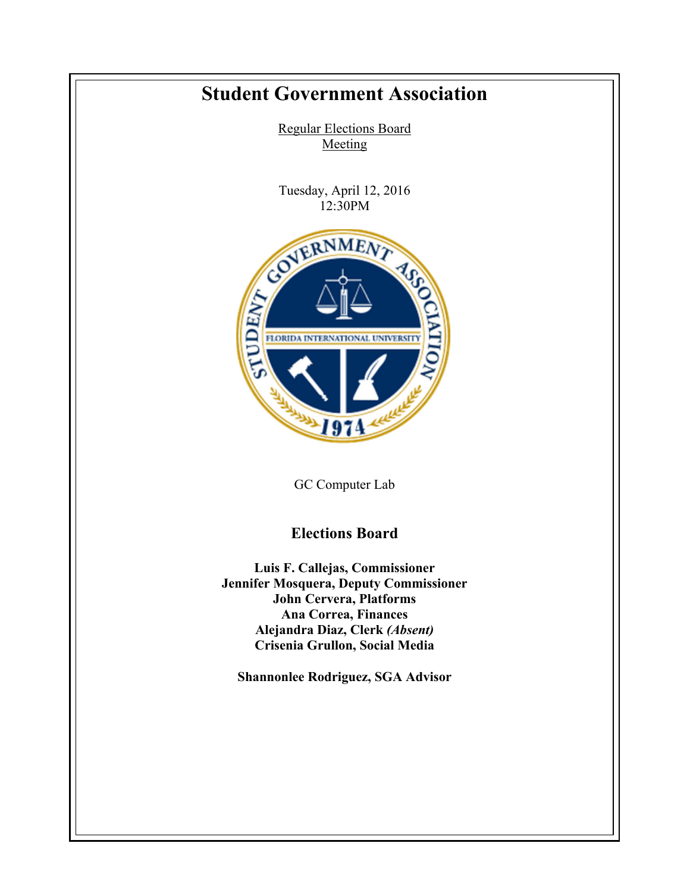# Student Government Association

Regular Elections Board
Meeting

Tuesday, April 12, 2016
12:30PM

GC Computer Lab

## Elections Board

**Luis F. Callejas, Commissioner**
**Jennifer Mosquera, Deputy Commissioner**
**John Cervera, Platforms**
**Ana Correa, Finances**
**Alejandra Diaz, Clerk *(Absent)***
**Crisenia Grullon, Social Media**

**Shannonlee Rodriguez, SGA Advisor**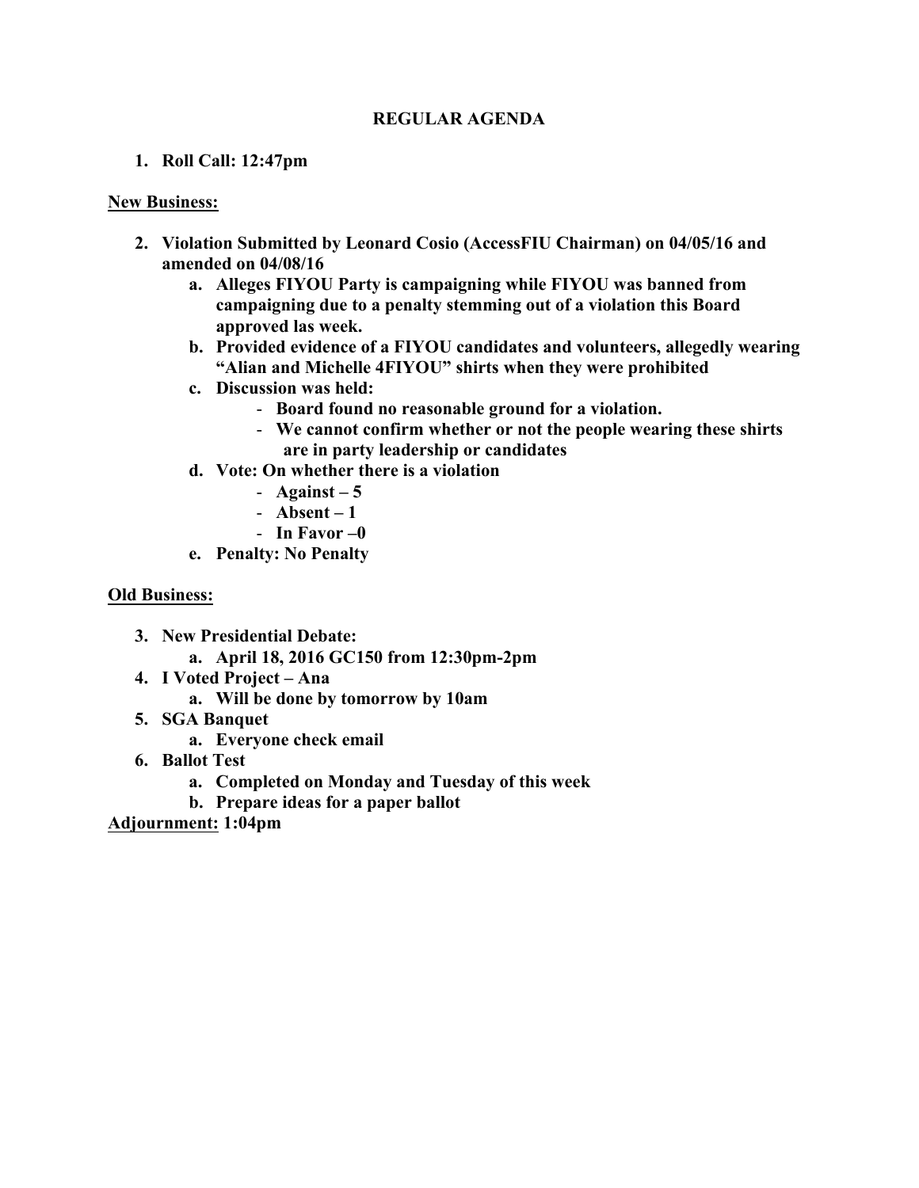**REGULAR AGENDA**

1. **Roll Call: 12:47pm**

**New Business:**

2. **Violation Submitted by Leonard Cosio (AccessFIU Chairman) on 04/05/16 and amended on 04/08/16**
   a. **Alleges FIYOU Party is campaigning while FIYOU was banned from campaigning due to a penalty stemming out of a violation this Board approved las week.**
   b. **Provided evidence of a FIYOU candidates and volunteers, allegedly wearing "Alian and Michelle 4FIYOU" shirts when they were prohibited**
   c. **Discussion was held:**
      - **Board found no reasonable ground for a violation.**
      - **We cannot confirm whether or not the people wearing these shirts are in party leadership or candidates**
   d. **Vote: On whether there is a violation**
      - **Against – 5**
      - **Absent – 1**
      - **In Favor –0**
   e. **Penalty: No Penalty**

**Old Business:**

3. **New Presidential Debate:**
   a. **April 18, 2016 GC150 from 12:30pm-2pm**
4. **I Voted Project – Ana**
   a. **Will be done by tomorrow by 10am**
5. **SGA Banquet**
   a. **Everyone check email**
6. **Ballot Test**
   a. **Completed on Monday and Tuesday of this week**
   b. **Prepare ideas for a paper ballot**

**Adjournment:** **1:04pm**